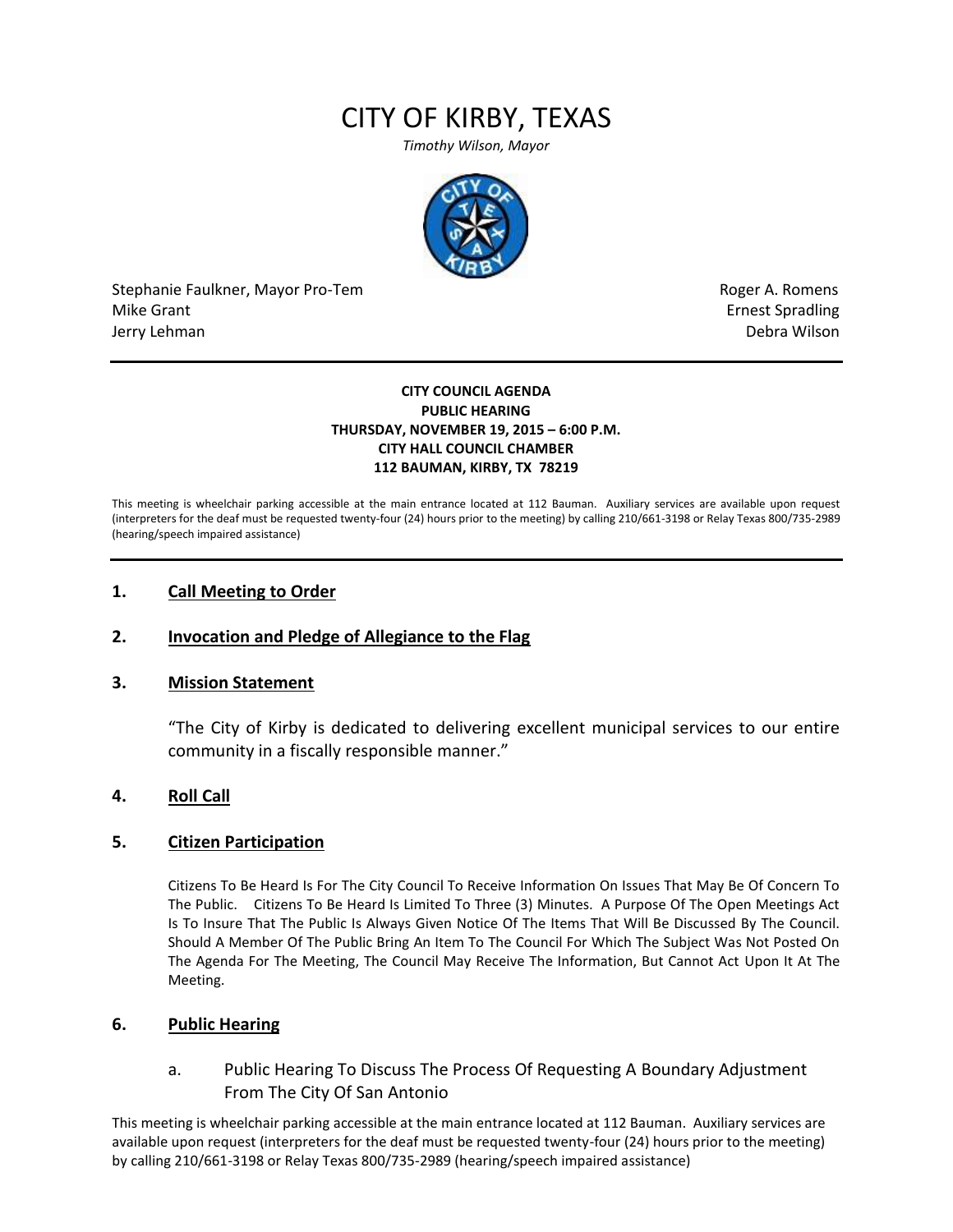# CITY OF KIRBY, TEXAS

*Timothy Wilson, Mayor*

Stephanie Faulkner, Mayor Pro-Tem
Mike Grant
Jerry Lehman

Roger A. Romens
Ernest Spradling
Debra Wilson

**CITY COUNCIL AGENDA**
**PUBLIC HEARING**
**THURSDAY, NOVEMBER 19, 2015 – 6:00 P.M.**
**CITY HALL COUNCIL CHAMBER**
**112 BAUMAN, KIRBY, TX 78219**

This meeting is wheelchair parking accessible at the main entrance located at 112 Bauman. Auxiliary services are available upon request (interpreters for the deaf must be requested twenty-four (24) hours prior to the meeting) by calling 210/661-3198 or Relay Texas 800/735-2989 (hearing/speech impaired assistance)

## 1. Call Meeting to Order

## 2. Invocation and Pledge of Allegiance to the Flag

## 3. Mission Statement

"The City of Kirby is dedicated to delivering excellent municipal services to our entire community in a fiscally responsible manner."

## 4. Roll Call

## 5. Citizen Participation

Citizens To Be Heard Is For The City Council To Receive Information On Issues That May Be Of Concern To The Public. Citizens To Be Heard Is Limited To Three (3) Minutes. A Purpose Of The Open Meetings Act Is To Insure That The Public Is Always Given Notice Of The Items That Will Be Discussed By The Council. Should A Member Of The Public Bring An Item To The Council For Which The Subject Was Not Posted On The Agenda For The Meeting, The Council May Receive The Information, But Cannot Act Upon It At The Meeting.

## 6. Public Hearing

a. Public Hearing To Discuss The Process Of Requesting A Boundary Adjustment From The City Of San Antonio

This meeting is wheelchair parking accessible at the main entrance located at 112 Bauman. Auxiliary services are available upon request (interpreters for the deaf must be requested twenty-four (24) hours prior to the meeting) by calling 210/661-3198 or Relay Texas 800/735-2989 (hearing/speech impaired assistance)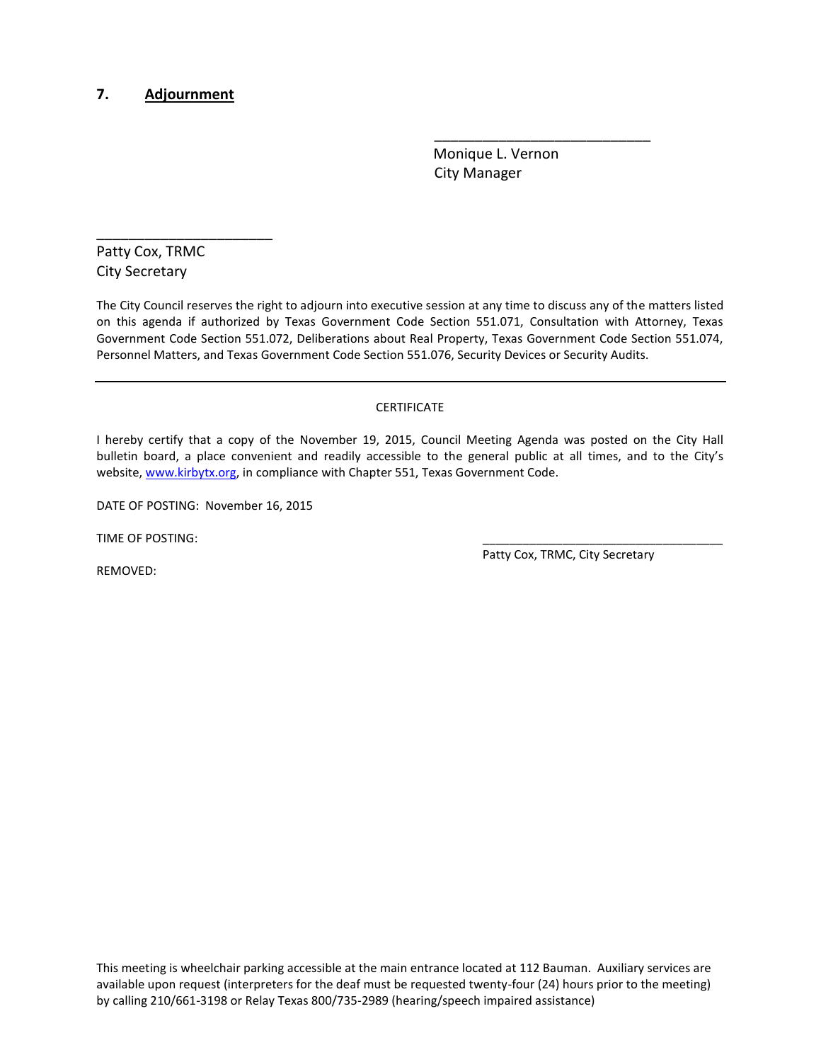## 7. Adjournment

\_\_\_\_\_\_\_\_\_\_\_\_\_\_\_\_\_\_\_\_\_\_\_\_\_\_\_\_\_\_

Monique L. Vernon
City Manager

\_\_\_\_\_\_\_\_\_\_\_\_\_\_\_\_\_\_\_\_\_\_\_\_\_

Patty Cox, TRMC
City Secretary

The City Council reserves the right to adjourn into executive session at any time to discuss any of the matters listed on this agenda if authorized by Texas Government Code Section 551.071, Consultation with Attorney, Texas Government Code Section 551.072, Deliberations about Real Property, Texas Government Code Section 551.074, Personnel Matters, and Texas Government Code Section 551.076, Security Devices or Security Audits.

---

CERTIFICATE

I hereby certify that a copy of the November 19, 2015, Council Meeting Agenda was posted on the City Hall bulletin board, a place convenient and readily accessible to the general public at all times, and to the City's website, [www.kirbytx.org](http://www.kirbytx.org), in compliance with Chapter 551, Texas Government Code.

DATE OF POSTING: November 16, 2015

TIME OF POSTING:

\_\_\_\_\_\_\_\_\_\_\_\_\_\_\_\_\_\_\_\_\_\_\_\_\_\_\_\_\_\_\_\_\_\_\_\_

Patty Cox, TRMC, City Secretary

REMOVED:

This meeting is wheelchair parking accessible at the main entrance located at 112 Bauman. Auxiliary services are available upon request (interpreters for the deaf must be requested twenty-four (24) hours prior to the meeting) by calling 210/661-3198 or Relay Texas 800/735-2989 (hearing/speech impaired assistance)